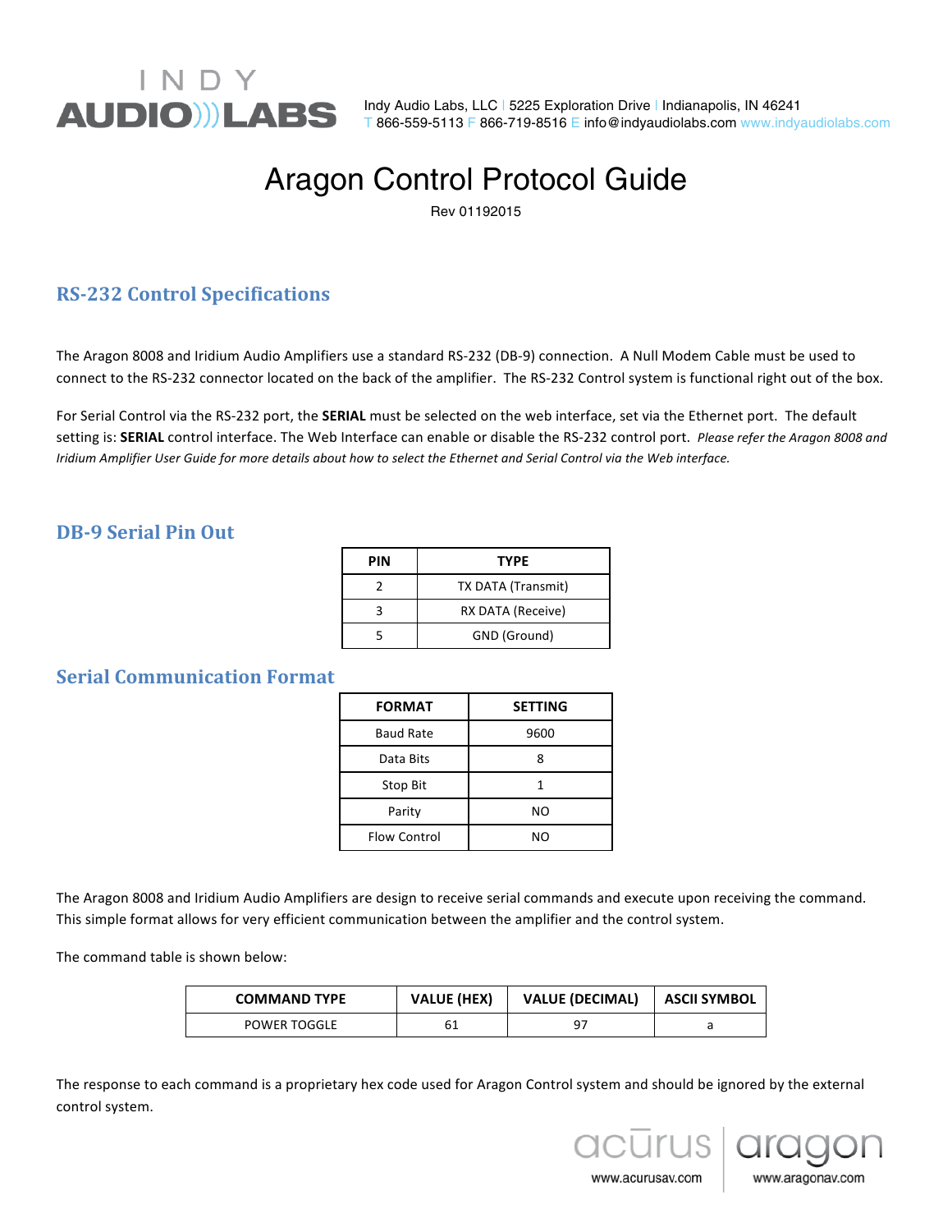Indy Audio Labs, LLC | 5225 Exploration Drive | Indianapolis, IN 46241
T 866-559-5113 F 866-719-8516 E info@indyaudiolabs.com www.indyaudiolabs.com

# Aragon Control Protocol Guide

Rev 01192015

## RS-232 Control Specifications

The Aragon 8008 and Iridium Audio Amplifiers use a standard RS-232 (DB-9) connection. A Null Modem Cable must be used to connect to the RS-232 connector located on the back of the amplifier. The RS-232 Control system is functional right out of the box.

For Serial Control via the RS-232 port, the **SERIAL** must be selected on the web interface, set via the Ethernet port. The default setting is: **SERIAL** control interface. The Web Interface can enable or disable the RS-232 control port. *Please refer the Aragon 8008 and Iridium Amplifier User Guide for more details about how to select the Ethernet and Serial Control via the Web interface.*

## DB-9 Serial Pin Out

| PIN | TYPE |
|---|---|
| 2 | TX DATA (Transmit) |
| 3 | RX DATA (Receive) |
| 5 | GND (Ground) |

## Serial Communication Format

| FORMAT | SETTING |
|---|---|
| Baud Rate | 9600 |
| Data Bits | 8 |
| Stop Bit | 1 |
| Parity | NO |
| Flow Control | NO |

The Aragon 8008 and Iridium Audio Amplifiers are design to receive serial commands and execute upon receiving the command. This simple format allows for very efficient communication between the amplifier and the control system.

The command table is shown below:

| COMMAND TYPE | VALUE (HEX) | VALUE (DECIMAL) | ASCII SYMBOL |
|---|---|---|---|
| POWER TOGGLE | 61 | 97 | a |

The response to each command is a proprietary hex code used for Aragon Control system and should be ignored by the external control system.

acurus www.acurusav.com | aragon www.aragonav.com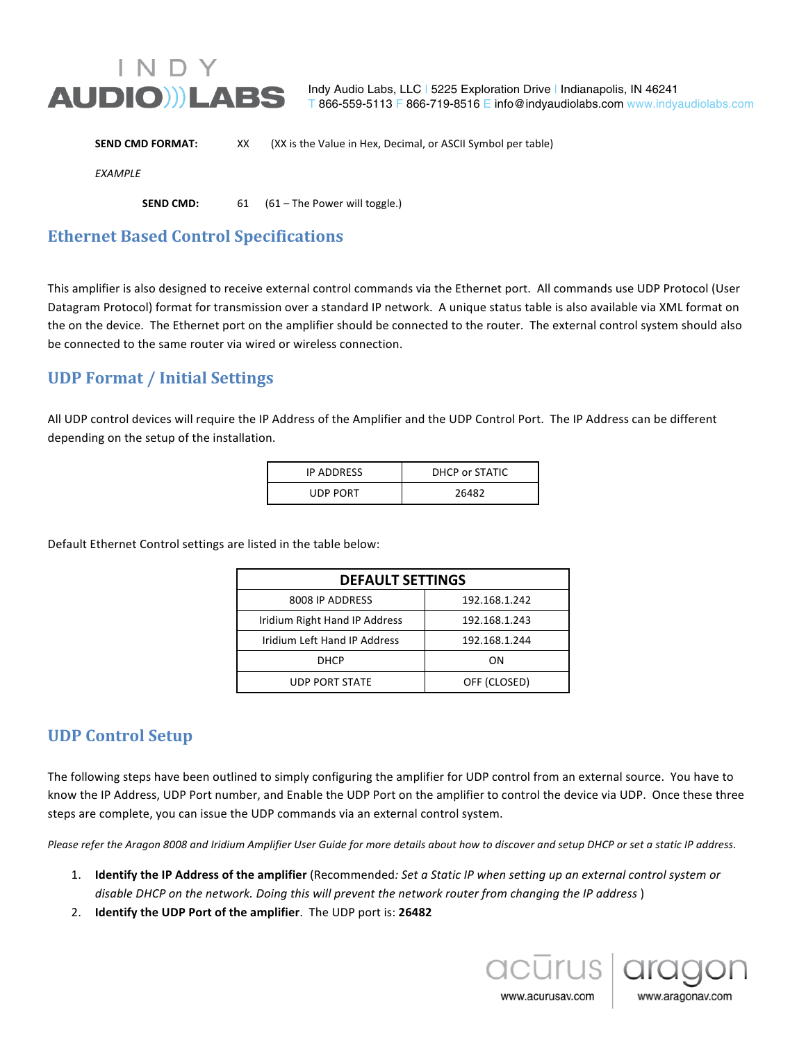**SEND CMD FORMAT:** XX (XX is the Value in Hex, Decimal, or ASCII Symbol per table)

*EXAMPLE*

**SEND CMD:** 61 (61 – The Power will toggle.)

## Ethernet Based Control Specifications

This amplifier is also designed to receive external control commands via the Ethernet port. All commands use UDP Protocol (User Datagram Protocol) format for transmission over a standard IP network. A unique status table is also available via XML format on the on the device. The Ethernet port on the amplifier should be connected to the router. The external control system should also be connected to the same router via wired or wireless connection.

## UDP Format / Initial Settings

All UDP control devices will require the IP Address of the Amplifier and the UDP Control Port. The IP Address can be different depending on the setup of the installation.

| | |
|---|---|
| IP ADDRESS | DHCP or STATIC |
| UDP PORT | 26482 |

Default Ethernet Control settings are listed in the table below:

| DEFAULT SETTINGS | |
|---|---|
| 8008 IP ADDRESS | 192.168.1.242 |
| Iridium Right Hand IP Address | 192.168.1.243 |
| Iridium Left Hand IP Address | 192.168.1.244 |
| DHCP | ON |
| UDP PORT STATE | OFF (CLOSED) |

## UDP Control Setup

The following steps have been outlined to simply configuring the amplifier for UDP control from an external source. You have to know the IP Address, UDP Port number, and Enable the UDP Port on the amplifier to control the device via UDP. Once these three steps are complete, you can issue the UDP commands via an external control system.

*Please refer the Aragon 8008 and Iridium Amplifier User Guide for more details about how to discover and setup DHCP or set a static IP address.*

1. **Identify the IP Address of the amplifier** (Recommended*: Set a Static IP when setting up an external control system or disable DHCP on the network. Doing this will prevent the network router from changing the IP address* )
2. **Identify the UDP Port of the amplifier**. The UDP port is: **26482**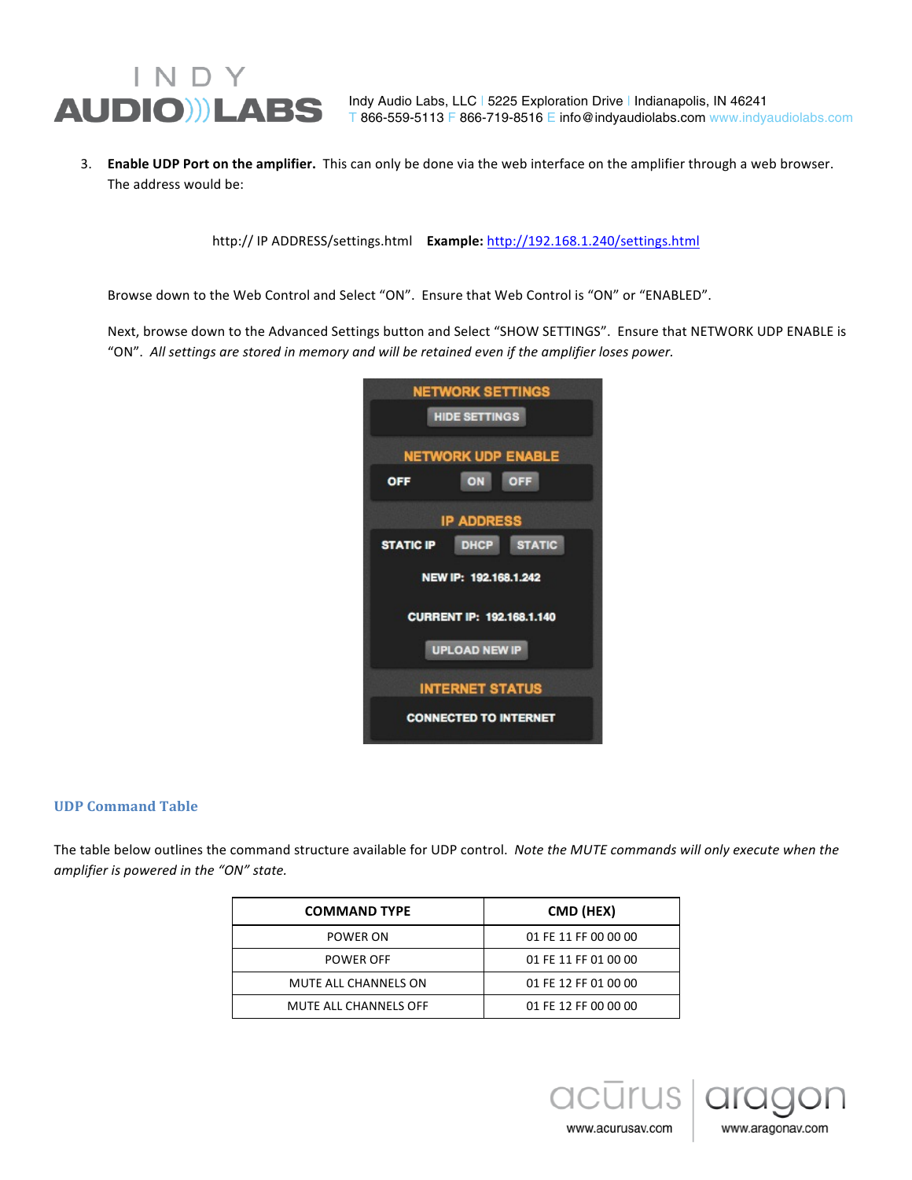3. **Enable UDP Port on the amplifier.** This can only be done via the web interface on the amplifier through a web browser. The address would be:

   http:// IP ADDRESS/settings.html **Example:** http://192.168.1.240/settings.html

   Browse down to the Web Control and Select "ON". Ensure that Web Control is "ON" or "ENABLED".

   Next, browse down to the Advanced Settings button and Select "SHOW SETTINGS". Ensure that NETWORK UDP ENABLE is "ON". *All settings are stored in memory and will be retained even if the amplifier loses power.*

NETWORK SETTINGS

HIDE SETTINGS

NETWORK UDP ENABLE

OFF ON OFF

IP ADDRESS

STATIC IP DHCP STATIC

NEW IP: 192.168.1.242

CURRENT IP: 192.168.1.140

UPLOAD NEW IP

INTERNET STATUS

CONNECTED TO INTERNET

## UDP Command Table

The table below outlines the command structure available for UDP control. *Note the MUTE commands will only execute when the amplifier is powered in the "ON" state.*

| COMMAND TYPE | CMD (HEX) |
| --- | --- |
| POWER ON | 01 FE 11 FF 00 00 00 |
| POWER OFF | 01 FE 11 FF 01 00 00 |
| MUTE ALL CHANNELS ON | 01 FE 12 FF 01 00 00 |
| MUTE ALL CHANNELS OFF | 01 FE 12 FF 00 00 00 |